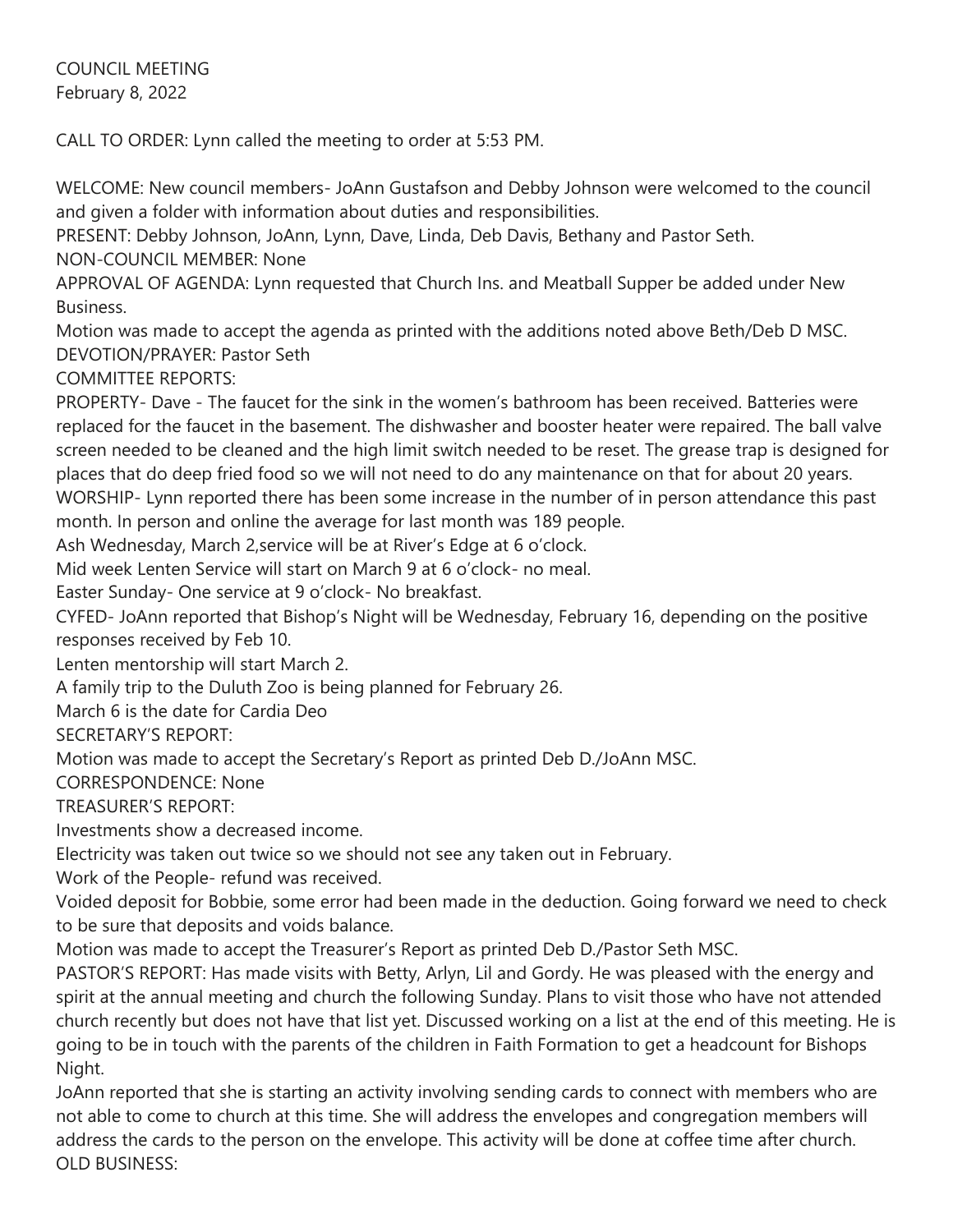COUNCIL MEETING
February 8, 2022

CALL TO ORDER: Lynn called the meeting to order at 5:53 PM.

WELCOME: New council members- JoAnn Gustafson and Debby Johnson were welcomed to the council and given a folder with information about duties and responsibilities.
PRESENT: Debby Johnson, JoAnn, Lynn, Dave, Linda, Deb Davis, Bethany and Pastor Seth.
NON-COUNCIL MEMBER: None
APPROVAL OF AGENDA: Lynn requested that Church Ins. and Meatball Supper be added under New Business.
Motion was made to accept the agenda as printed with the additions noted above Beth/Deb D MSC.
DEVOTION/PRAYER: Pastor Seth
COMMITTEE REPORTS:
PROPERTY- Dave - The faucet for the sink in the women's bathroom has been received. Batteries were replaced for the faucet in the basement. The dishwasher and booster heater were repaired. The ball valve screen needed to be cleaned and the high limit switch needed to be reset. The grease trap is designed for places that do deep fried food so we will not need to do any maintenance on that for about 20 years.
WORSHIP- Lynn reported there has been some increase in the number of in person attendance this past month. In person and online the average for last month was 189 people.
Ash Wednesday, March 2,service will be at River's Edge at 6 o'clock.
Mid week Lenten Service will start on March 9 at 6 o'clock- no meal.
Easter Sunday- One service at 9 o'clock- No breakfast.
CYFED- JoAnn reported that Bishop's Night will be Wednesday, February 16, depending on the positive responses received by Feb 10.
Lenten mentorship will start March 2.
A family trip to the Duluth Zoo is being planned for February 26.
March 6 is the date for Cardia Deo
SECRETARY'S REPORT:
Motion was made to accept the Secretary's Report as printed Deb D./JoAnn MSC.
CORRESPONDENCE: None
TREASURER'S REPORT:
Investments show a decreased income.
Electricity was taken out twice so we should not see any taken out in February.
Work of the People- refund was received.
Voided deposit for Bobbie, some error had been made in the deduction. Going forward we need to check to be sure that deposits and voids balance.
Motion was made to accept the Treasurer's Report as printed Deb D./Pastor Seth MSC.
PASTOR'S REPORT: Has made visits with Betty, Arlyn, Lil and Gordy. He was pleased with the energy and spirit at the annual meeting and church the following Sunday. Plans to visit those who have not attended church recently but does not have that list yet. Discussed working on a list at the end of this meeting. He is going to be in touch with the parents of the children in Faith Formation to get a headcount for Bishops Night.
JoAnn reported that she is starting an activity involving sending cards to connect with members who are not able to come to church at this time. She will address the envelopes and congregation members will address the cards to the person on the envelope. This activity will be done at coffee time after church.
OLD BUSINESS: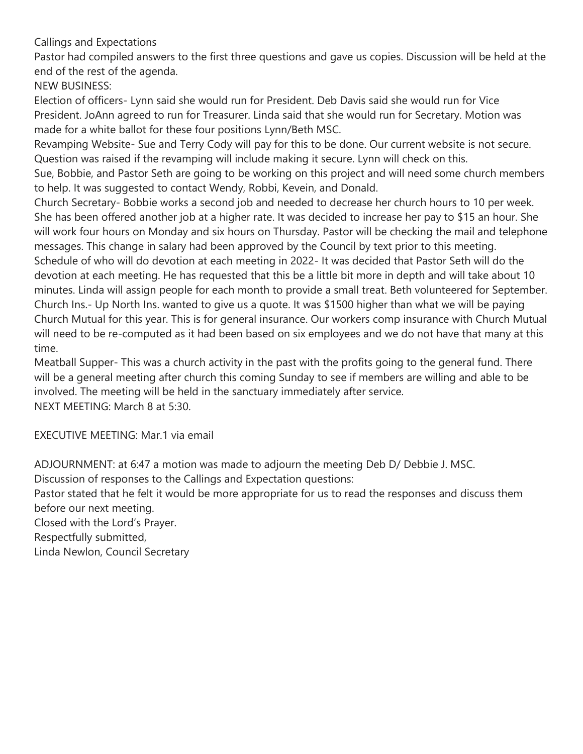Callings and Expectations

Pastor had compiled answers to the first three questions and gave us copies. Discussion will be held at the end of the rest of the agenda.

NEW BUSINESS:

Election of officers- Lynn said she would run for President. Deb Davis said she would run for Vice President. JoAnn agreed to run for Treasurer. Linda said that she would run for Secretary. Motion was made for a white ballot for these four positions Lynn/Beth MSC.

Revamping Website- Sue and Terry Cody will pay for this to be done. Our current website is not secure. Question was raised if the revamping will include making it secure. Lynn will check on this.

Sue, Bobbie, and Pastor Seth are going to be working on this project and will need some church members to help. It was suggested to contact Wendy, Robbi, Kevein, and Donald.

Church Secretary- Bobbie works a second job and needed to decrease her church hours to 10 per week. She has been offered another job at a higher rate. It was decided to increase her pay to $15 an hour. She will work four hours on Monday and six hours on Thursday. Pastor will be checking the mail and telephone messages. This change in salary had been approved by the Council by text prior to this meeting.

Schedule of who will do devotion at each meeting in 2022- It was decided that Pastor Seth will do the devotion at each meeting. He has requested that this be a little bit more in depth and will take about 10 minutes. Linda will assign people for each month to provide a small treat. Beth volunteered for September.

Church Ins.- Up North Ins. wanted to give us a quote. It was $1500 higher than what we will be paying Church Mutual for this year. This is for general insurance. Our workers comp insurance with Church Mutual will need to be re-computed as it had been based on six employees and we do not have that many at this time.

Meatball Supper- This was a church activity in the past with the profits going to the general fund. There will be a general meeting after church this coming Sunday to see if members are willing and able to be involved. The meeting will be held in the sanctuary immediately after service.

NEXT MEETING: March 8 at 5:30.

EXECUTIVE MEETING: Mar.1 via email

ADJOURNMENT: at 6:47 a motion was made to adjourn the meeting Deb D/ Debbie J. MSC.

Discussion of responses to the Callings and Expectation questions:

Pastor stated that he felt it would be more appropriate for us to read the responses and discuss them before our next meeting.

Closed with the Lord's Prayer.

Respectfully submitted,

Linda Newlon, Council Secretary